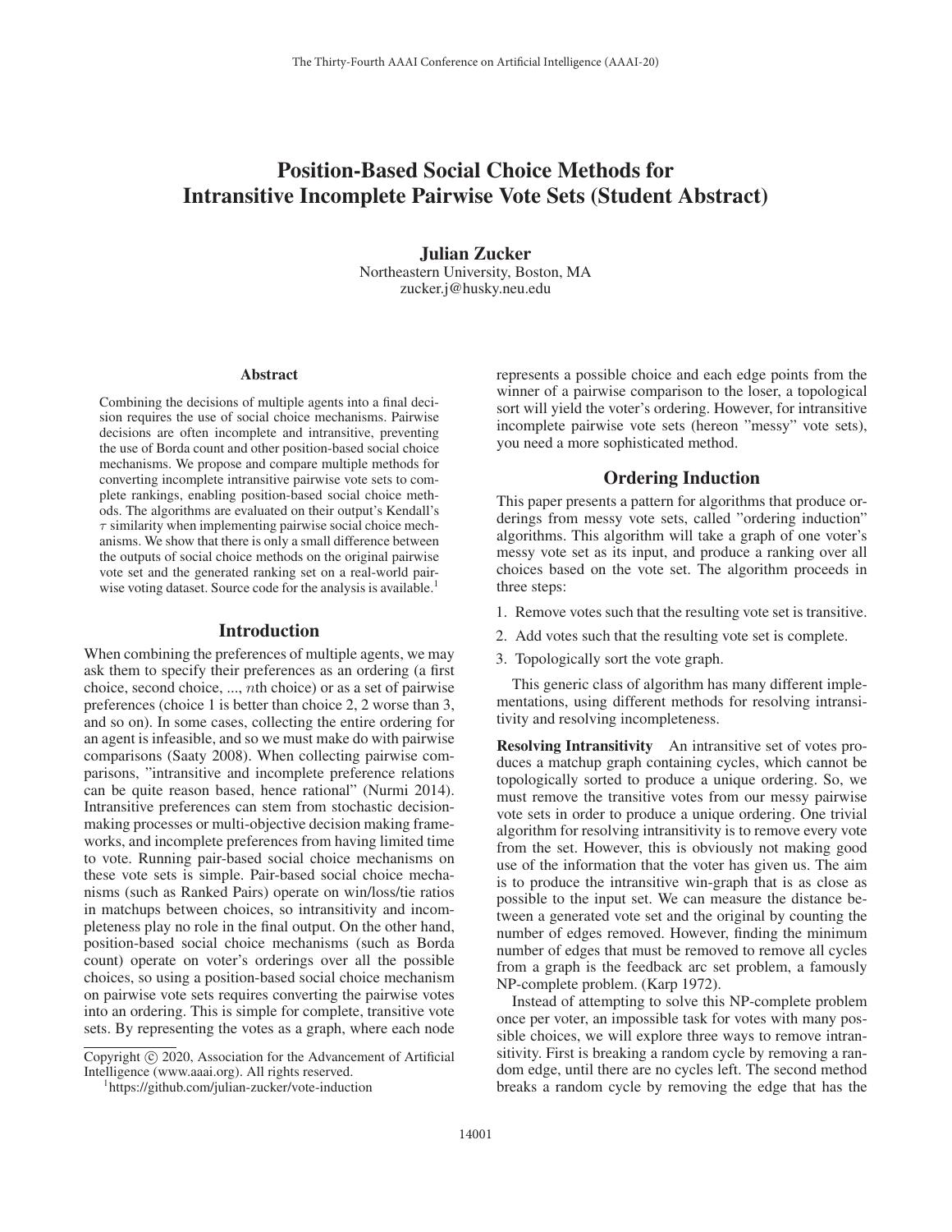# Position-Based Social Choice Methods for Intransitive Incomplete Pairwise Vote Sets (Student Abstract)

**Julian Zucker**
Northeastern University, Boston, MA
zucker.j@husky.neu.edu

## Abstract

Combining the decisions of multiple agents into a final decision requires the use of social choice mechanisms. Pairwise decisions are often incomplete and intransitive, preventing the use of Borda count and other position-based social choice mechanisms. We propose and compare multiple methods for converting incomplete intransitive pairwise vote sets to complete rankings, enabling position-based social choice methods. The algorithms are evaluated on their output's Kendall's $\tau$ similarity when implementing pairwise social choice mechanisms. We show that there is only a small difference between the outputs of social choice methods on the original pairwise vote set and the generated ranking set on a real-world pairwise voting dataset. Source code for the analysis is available.[1]

## Introduction

When combining the preferences of multiple agents, we may ask them to specify their preferences as an ordering (a first choice, second choice, ..., $n$th choice) or as a set of pairwise preferences (choice 1 is better than choice 2, 2 worse than 3, and so on). In some cases, collecting the entire ordering for an agent is infeasible, and so we must make do with pairwise comparisons (Saaty 2008). When collecting pairwise comparisons, "intransitive and incomplete preference relations can be quite reason based, hence rational" (Nurmi 2014). Intransitive preferences can stem from stochastic decision-making processes or multi-objective decision making frameworks, and incomplete preferences from having limited time to vote. Running pair-based social choice mechanisms on these vote sets is simple. Pair-based social choice mechanisms (such as Ranked Pairs) operate on win/loss/tie ratios in matchups between choices, so intransitivity and incompleteness play no role in the final output. On the other hand, position-based social choice mechanisms (such as Borda count) operate on voter's orderings over all the possible choices, so using a position-based social choice mechanism on pairwise vote sets requires converting the pairwise votes into an ordering. This is simple for complete, transitive vote sets. By representing the votes as a graph, where each node represents a possible choice and each edge points from the winner of a pairwise comparison to the loser, a topological sort will yield the voter's ordering. However, for intransitive incomplete pairwise vote sets (hereon "messy" vote sets), you need a more sophisticated method.

## Ordering Induction

This paper presents a pattern for algorithms that produce orderings from messy vote sets, called "ordering induction" algorithms. This algorithm will take a graph of one voter's messy vote set as its input, and produce a ranking over all choices based on the vote set. The algorithm proceeds in three steps:

1. Remove votes such that the resulting vote set is transitive.
2. Add votes such that the resulting vote set is complete.
3. Topologically sort the vote graph.

This generic class of algorithm has many different implementations, using different methods for resolving intransitivity and resolving incompleteness.

**Resolving Intransitivity** An intransitive set of votes produces a matchup graph containing cycles, which cannot be topologically sorted to produce a unique ordering. So, we must remove the transitive votes from our messy pairwise vote sets in order to produce a unique ordering. One trivial algorithm for resolving intransitivity is to remove every vote from the set. However, this is obviously not making good use of the information that the voter has given us. The aim is to produce the intransitive win-graph that is as close as possible to the input set. We can measure the distance between a generated vote set and the original by counting the number of edges removed. However, finding the minimum number of edges that must be removed to remove all cycles from a graph is the feedback arc set problem, a famously NP-complete problem. (Karp 1972).

Instead of attempting to solve this NP-complete problem once per voter, an impossible task for votes with many possible choices, we will explore three ways to remove intransitivity. First is breaking a random cycle by removing a random edge, until there are no cycles left. The second method breaks a random cycle by removing the edge that has the

---

Copyright © 2020, Association for the Advancement of Artificial Intelligence (www.aaai.org). All rights reserved.

[1] https://github.com/julian-zucker/vote-induction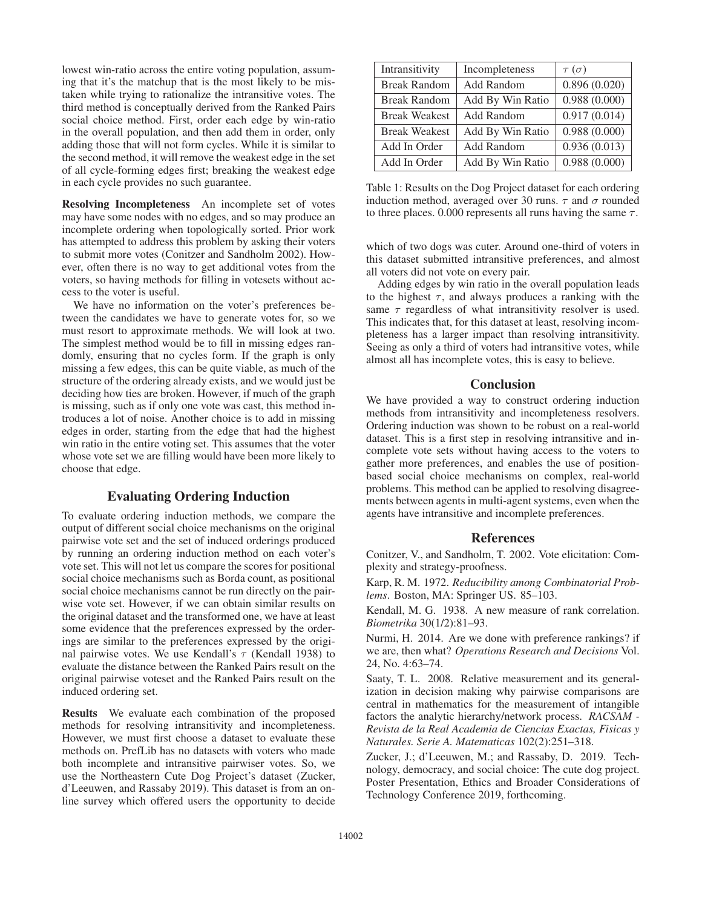lowest win-ratio across the entire voting population, assuming that it's the matchup that is the most likely to be mistaken while trying to rationalize the intransitive votes. The third method is conceptually derived from the Ranked Pairs social choice method. First, order each edge by win-ratio in the overall population, and then add them in order, only adding those that will not form cycles. While it is similar to the second method, it will remove the weakest edge in the set of all cycle-forming edges first; breaking the weakest edge in each cycle provides no such guarantee.

**Resolving Incompleteness** An incomplete set of votes may have some nodes with no edges, and so may produce an incomplete ordering when topologically sorted. Prior work has attempted to address this problem by asking their voters to submit more votes (Conitzer and Sandholm 2002). However, often there is no way to get additional votes from the voters, so having methods for filling in votesets without access to the voter is useful.

We have no information on the voter's preferences between the candidates we have to generate votes for, so we must resort to approximate methods. We will look at two. The simplest method would be to fill in missing edges randomly, ensuring that no cycles form. If the graph is only missing a few edges, this can be quite viable, as much of the structure of the ordering already exists, and we would just be deciding how ties are broken. However, if much of the graph is missing, such as if only one vote was cast, this method introduces a lot of noise. Another choice is to add in missing edges in order, starting from the edge that had the highest win ratio in the entire voting set. This assumes that the voter whose vote set we are filling would have been more likely to choose that edge.

## Evaluating Ordering Induction

To evaluate ordering induction methods, we compare the output of different social choice mechanisms on the original pairwise vote set and the set of induced orderings produced by running an ordering induction method on each voter's vote set. This will not let us compare the scores for positional social choice mechanisms such as Borda count, as positional social choice mechanisms cannot be run directly on the pairwise vote set. However, if we can obtain similar results on the original dataset and the transformed one, we have at least some evidence that the preferences expressed by the orderings are similar to the preferences expressed by the original pairwise votes. We use Kendall's $\tau$ (Kendall 1938) to evaluate the distance between the Ranked Pairs result on the original pairwise voteset and the Ranked Pairs result on the induced ordering set.

**Results** We evaluate each combination of the proposed methods for resolving intransitivity and incompleteness. However, we must first choose a dataset to evaluate these methods on. PrefLib has no datasets with voters who made both incomplete and intransitive pairwiser votes. So, we use the Northeastern Cute Dog Project's dataset (Zucker, d'Leeuwen, and Rassaby 2019). This dataset is from an online survey which offered users the opportunity to decide which of two dogs was cuter. Around one-third of voters in this dataset submitted intransitive preferences, and almost all voters did not vote on every pair.

| Intransitivity | Incompleteness | $\tau$ ($\sigma$) |
|---|---|---|
| Break Random | Add Random | 0.896 (0.020) |
| Break Random | Add By Win Ratio | 0.988 (0.000) |
| Break Weakest | Add Random | 0.917 (0.014) |
| Break Weakest | Add By Win Ratio | 0.988 (0.000) |
| Add In Order | Add Random | 0.936 (0.013) |
| Add In Order | Add By Win Ratio | 0.988 (0.000) |

Table 1: Results on the Dog Project dataset for each ordering induction method, averaged over 30 runs. $\tau$ and $\sigma$ rounded to three places. 0.000 represents all runs having the same $\tau$.

Adding edges by win ratio in the overall population leads to the highest $\tau$, and always produces a ranking with the same $\tau$ regardless of what intransitivity resolver is used. This indicates that, for this dataset at least, resolving incompleteness has a larger impact than resolving intransitivity. Seeing as only a third of voters had intransitive votes, while almost all has incomplete votes, this is easy to believe.

## Conclusion

We have provided a way to construct ordering induction methods from intransitivity and incompleteness resolvers. Ordering induction was shown to be robust on a real-world dataset. This is a first step in resolving intransitive and incomplete vote sets without having access to the voters to gather more preferences, and enables the use of position-based social choice mechanisms on complex, real-world problems. This method can be applied to resolving disagreements between agents in multi-agent systems, even when the agents have intransitive and incomplete preferences.

## References

Conitzer, V., and Sandholm, T. 2002. Vote elicitation: Complexity and strategy-proofness.

Karp, R. M. 1972. *Reducibility among Combinatorial Problems*. Boston, MA: Springer US. 85–103.

Kendall, M. G. 1938. A new measure of rank correlation. *Biometrika* 30(1/2):81–93.

Nurmi, H. 2014. Are we done with preference rankings? if we are, then what? *Operations Research and Decisions* Vol. 24, No. 4:63–74.

Saaty, T. L. 2008. Relative measurement and its generalization in decision making why pairwise comparisons are central in mathematics for the measurement of intangible factors the analytic hierarchy/network process. *RACSAM - Revista de la Real Academia de Ciencias Exactas, Fisicas y Naturales. Serie A. Matematicas* 102(2):251–318.

Zucker, J.; d'Leeuwen, M.; and Rassaby, D. 2019. Technology, democracy, and social choice: The cute dog project. Poster Presentation, Ethics and Broader Considerations of Technology Conference 2019, forthcoming.